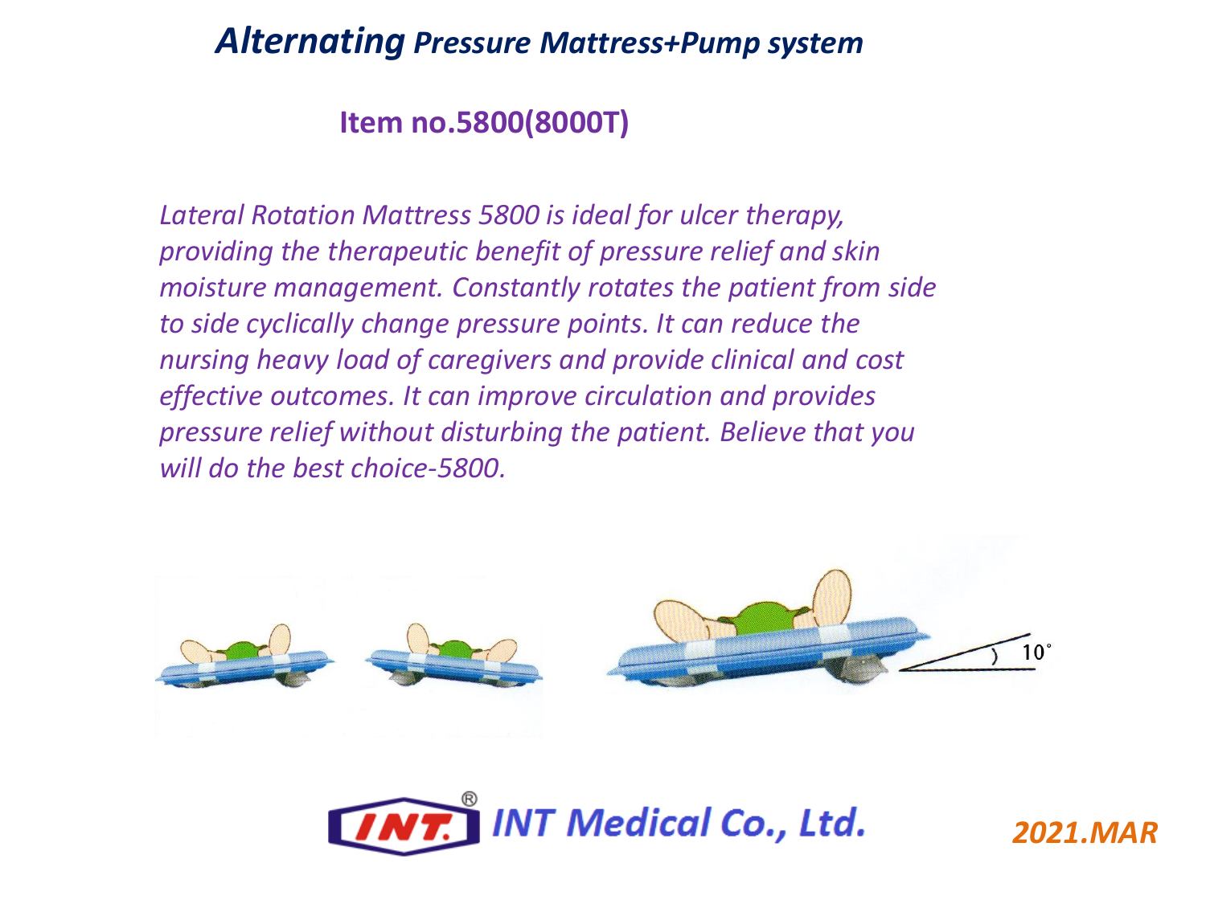# *Alternating Pressure Mattress+Pump system*

## Item no.5800(8000T)

*Lateral Rotation Mattress 5800 is ideal for ulcer therapy, providing the therapeutic benefit of pressure relief and skin moisture management. Constantly rotates the patient from side to side cyclically change pressure points. It can reduce the nursing heavy load of caregivers and provide clinical and cost effective outcomes. It can improve circulation and provides pressure relief without disturbing the patient. Believe that you will do the best choice-5800.*

10°

INT Medical Co., Ltd.

*2021.MAR*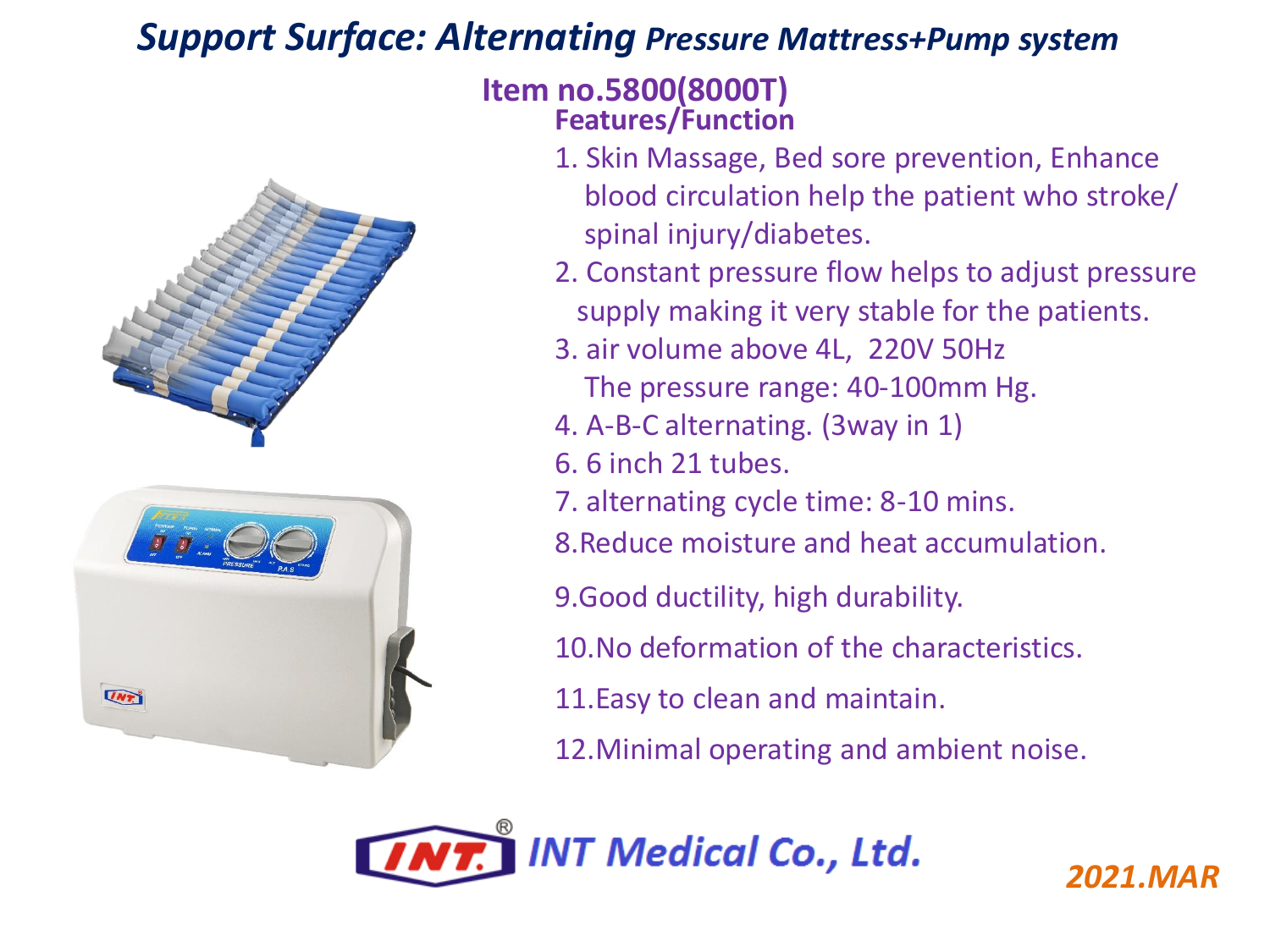# *Support Surface: Alternating Pressure Mattress+Pump system*

## Item no.5800(8000T)

### Features/Function

1. Skin Massage, Bed sore prevention, Enhance blood circulation help the patient who stroke/ spinal injury/diabetes.
2. Constant pressure flow helps to adjust pressure supply making it very stable for the patients.
3. air volume above 4L, 220V 50Hz
   The pressure range: 40-100mm Hg.
4. A-B-C alternating. (3way in 1)
6. 6 inch 21 tubes.
7. alternating cycle time: 8-10 mins.
8. Reduce moisture and heat accumulation.
9. Good ductility, high durability.
10. No deformation of the characteristics.
11. Easy to clean and maintain.
12. Minimal operating and ambient noise.

INT Medical Co., Ltd.

2021.MAR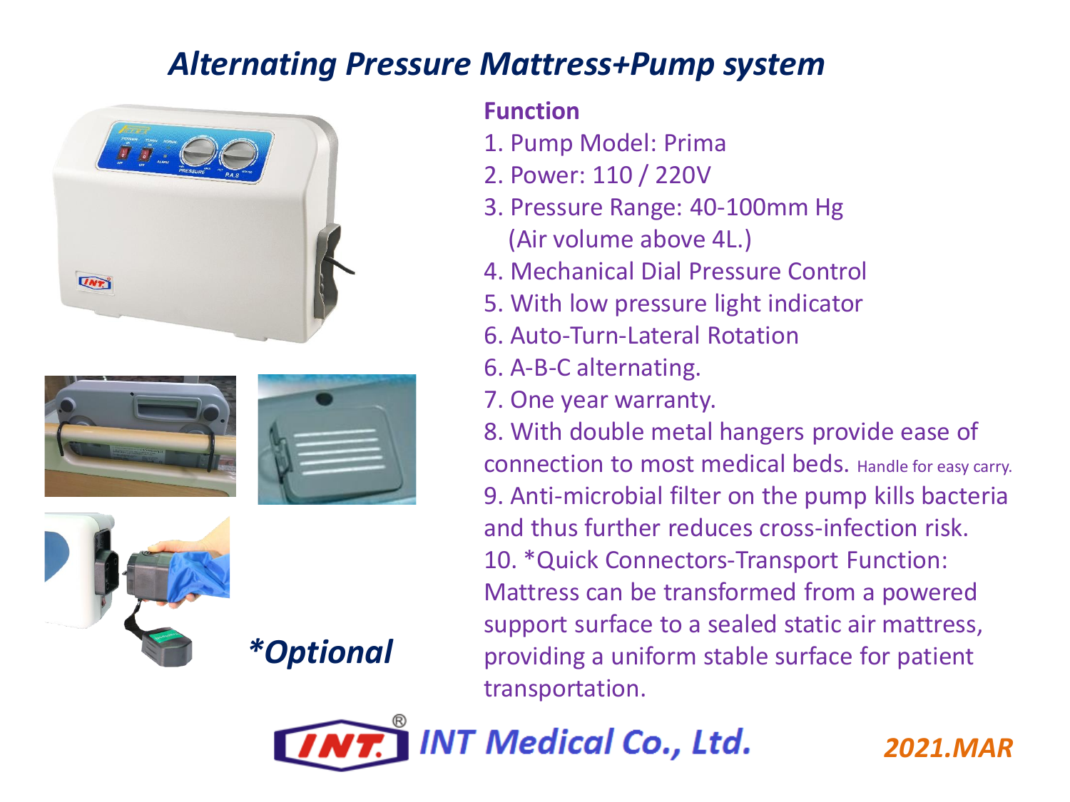# *Alternating Pressure Mattress+Pump system*

**Function**

1. Pump Model: Prima
2. Power: 110 / 220V
3. Pressure Range: 40-100mm Hg
   (Air volume above 4L.)
4. Mechanical Dial Pressure Control
5. With low pressure light indicator
6. Auto-Turn-Lateral Rotation
6. A-B-C alternating.
7. One year warranty.
8. With double metal hangers provide ease of connection to most medical beds. Handle for easy carry.
9. Anti-microbial filter on the pump kills bacteria and thus further reduces cross-infection risk.
10. *Quick Connectors-Transport Function: Mattress can be transformed from a powered support surface to a sealed static air mattress, providing a uniform stable surface for patient transportation.

***Optional**

INT Medical Co., Ltd.

*2021.MAR*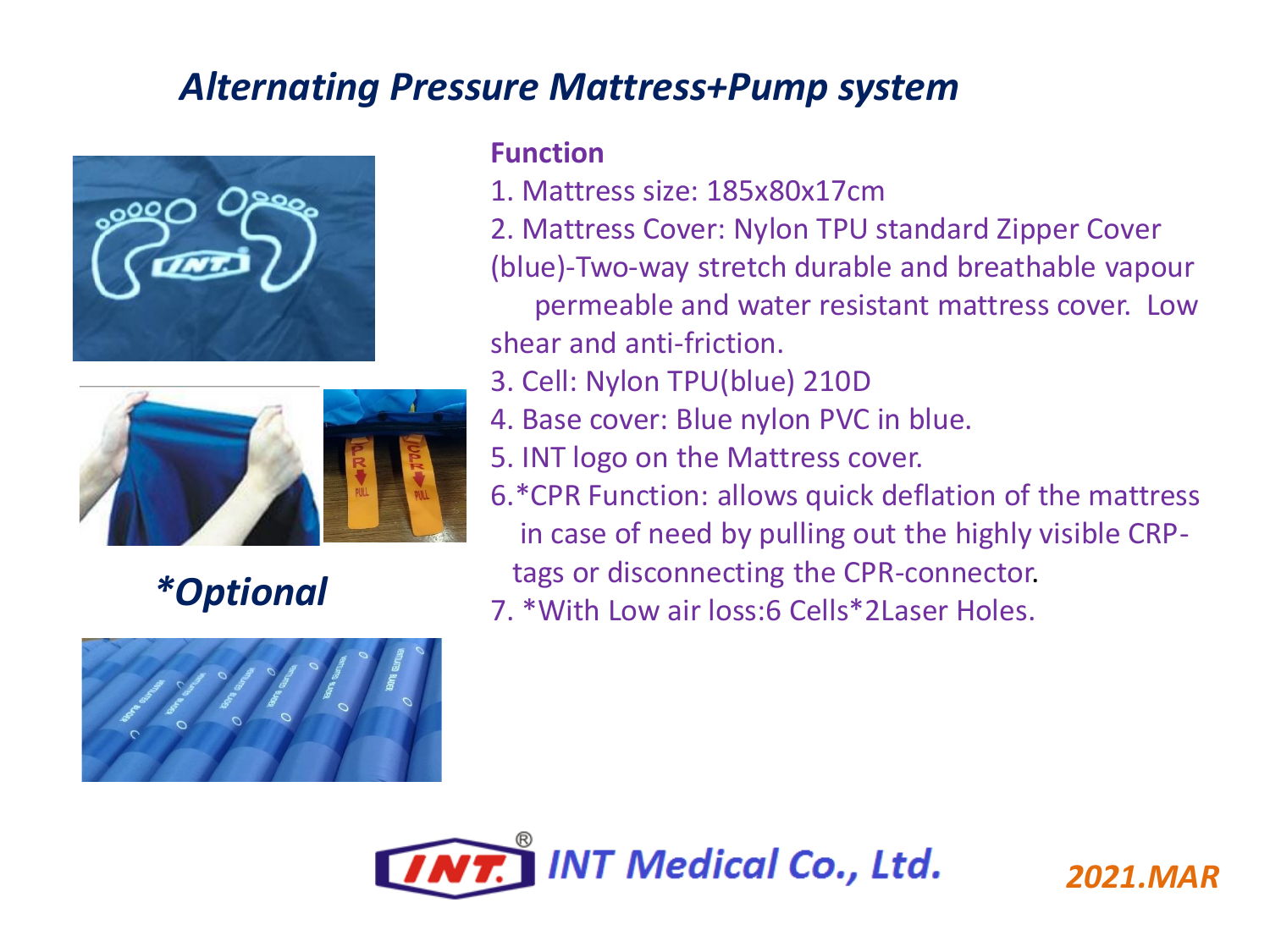# *Alternating Pressure Mattress+Pump system*

***Optional**

**Function**

1. Mattress size: 185x80x17cm
2. Mattress Cover: Nylon TPU standard Zipper Cover (blue)-Two-way stretch durable and breathable vapour permeable and water resistant mattress cover. Low shear and anti-friction.
3. Cell: Nylon TPU(blue) 210D
4. Base cover: Blue nylon PVC in blue.
5. INT logo on the Mattress cover.
6. *CPR Function: allows quick deflation of the mattress in case of need by pulling out the highly visible CRP-tags or disconnecting the CPR-connector.
7. *With Low air loss:6 Cells*2Laser Holes.

INT Medical Co., Ltd.

*2021.MAR*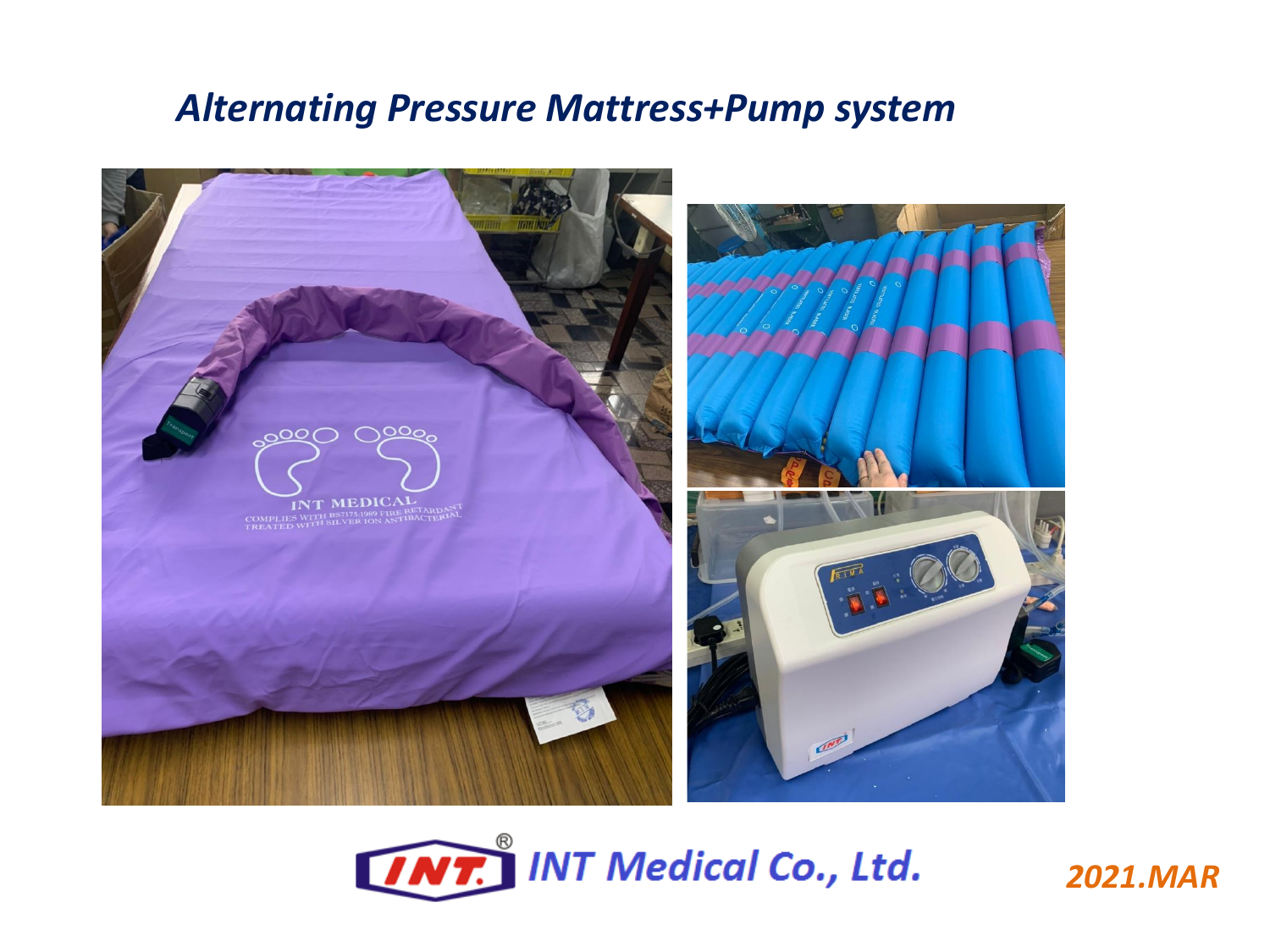# *Alternating Pressure Mattress+Pump system*

*INT Medical Co., Ltd.*

*2021.MAR*